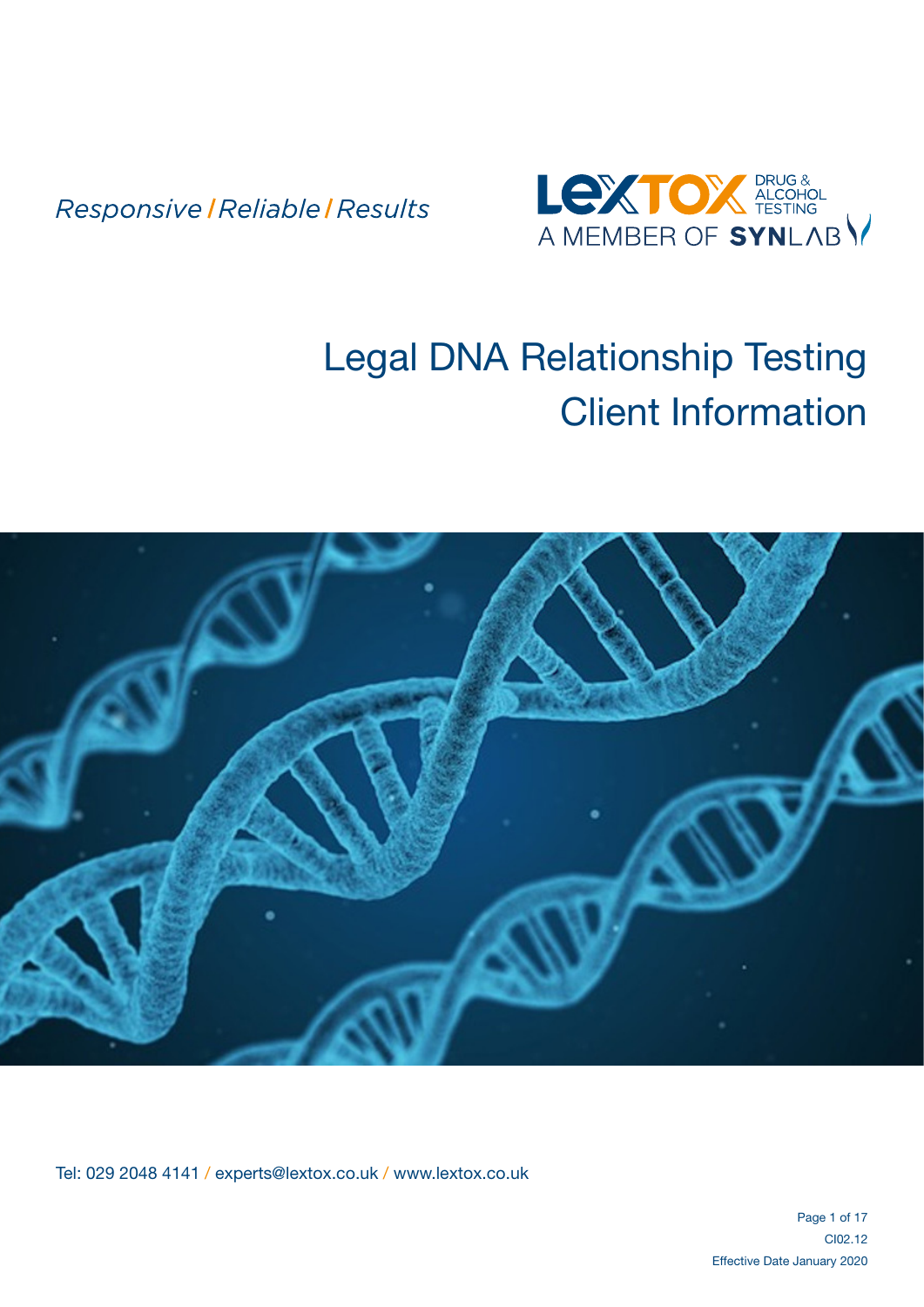*Responsive / Reliable / Results*

LEXTOX DRUG & ALCOHOL TESTING
A MEMBER OF SYNLAB

# Legal DNA Relationship Testing Client Information

Tel: 029 2048 4141 / experts@lextox.co.uk / www.lextox.co.uk

CI02.12
Effective Date January 2020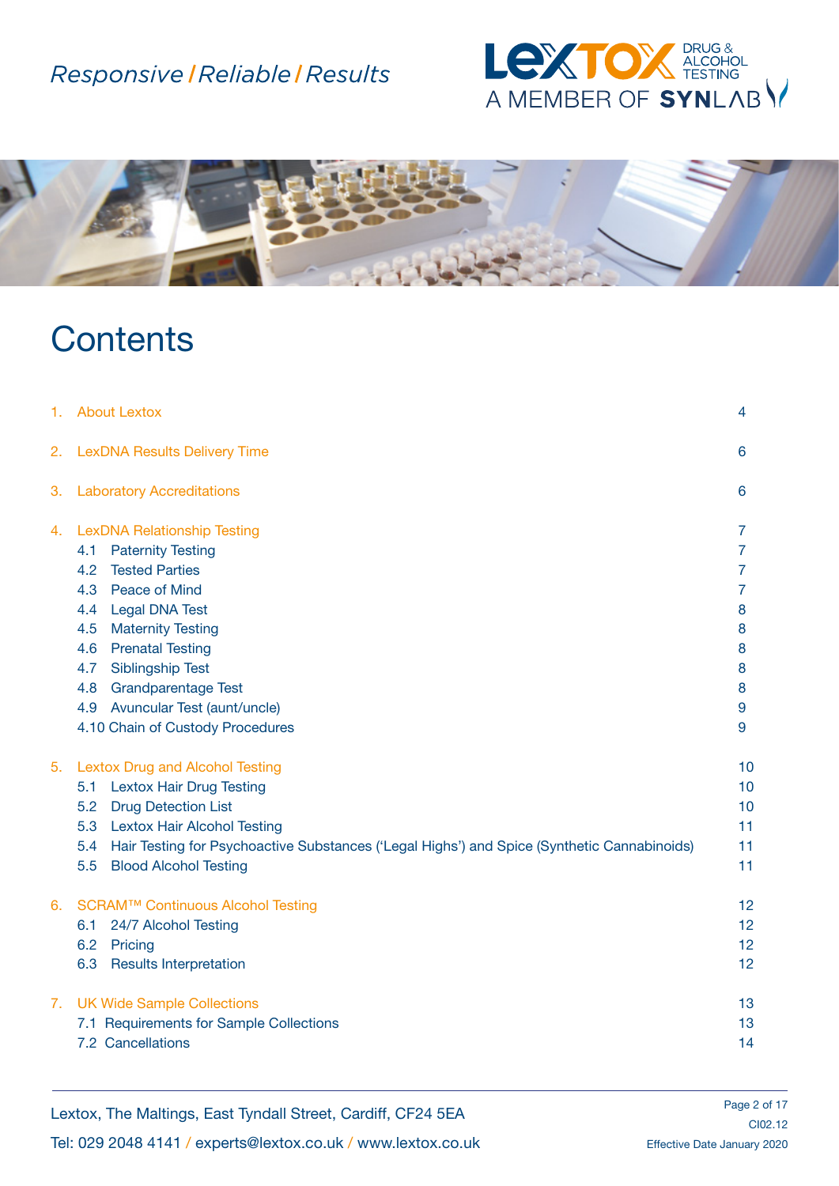Responsive / Reliable / Results

# Contents

| | | |
|---|---|---|
| 1. | About Lextox | 4 |
| 2. | LexDNA Results Delivery Time | 6 |
| 3. | Laboratory Accreditations | 6 |
| 4. | LexDNA Relationship Testing | 7 |
| | 4.1 Paternity Testing | 7 |
| | 4.2 Tested Parties | 7 |
| | 4.3 Peace of Mind | 7 |
| | 4.4 Legal DNA Test | 8 |
| | 4.5 Maternity Testing | 8 |
| | 4.6 Prenatal Testing | 8 |
| | 4.7 Siblingship Test | 8 |
| | 4.8 Grandparentage Test | 8 |
| | 4.9 Avuncular Test (aunt/uncle) | 9 |
| | 4.10 Chain of Custody Procedures | 9 |
| 5. | Lextox Drug and Alcohol Testing | 10 |
| | 5.1 Lextox Hair Drug Testing | 10 |
| | 5.2 Drug Detection List | 10 |
| | 5.3 Lextox Hair Alcohol Testing | 11 |
| | 5.4 Hair Testing for Psychoactive Substances ('Legal Highs') and Spice (Synthetic Cannabinoids) | 11 |
| | 5.5 Blood Alcohol Testing | 11 |
| 6. | SCRAM™ Continuous Alcohol Testing | 12 |
| | 6.1 24/7 Alcohol Testing | 12 |
| | 6.2 Pricing | 12 |
| | 6.3 Results Interpretation | 12 |
| 7. | UK Wide Sample Collections | 13 |
| | 7.1 Requirements for Sample Collections | 13 |
| | 7.2 Cancellations | 14 |

Lextox, The Maltings, East Tyndall Street, Cardiff, CF24 5EA

Tel: 029 2048 4141 / experts@lextox.co.uk / www.lextox.co.uk

CI02.12

Effective Date January 2020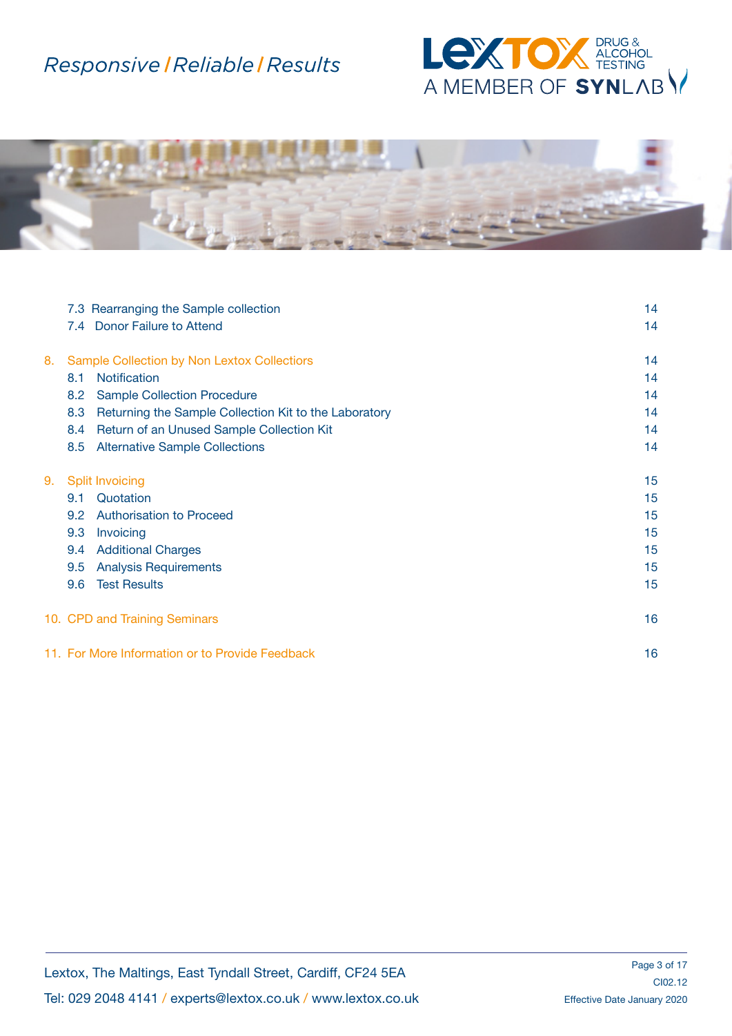| | | |
|---|---|---|
| | 7.3 Rearranging the Sample collection | 14 |
| | 7.4 Donor Failure to Attend | 14 |
| 8. | Sample Collection by Non Lextox Collectors | 14 |
| | 8.1 Notification | 14 |
| | 8.2 Sample Collection Procedure | 14 |
| | 8.3 Returning the Sample Collection Kit to the Laboratory | 14 |
| | 8.4 Return of an Unused Sample Collection Kit | 14 |
| | 8.5 Alternative Sample Collections | 14 |
| 9. | Split Invoicing | 15 |
| | 9.1 Quotation | 15 |
| | 9.2 Authorisation to Proceed | 15 |
| | 9.3 Invoicing | 15 |
| | 9.4 Additional Charges | 15 |
| | 9.5 Analysis Requirements | 15 |
| | 9.6 Test Results | 15 |
| 10. | CPD and Training Seminars | 16 |
| 11. | For More Information or to Provide Feedback | 16 |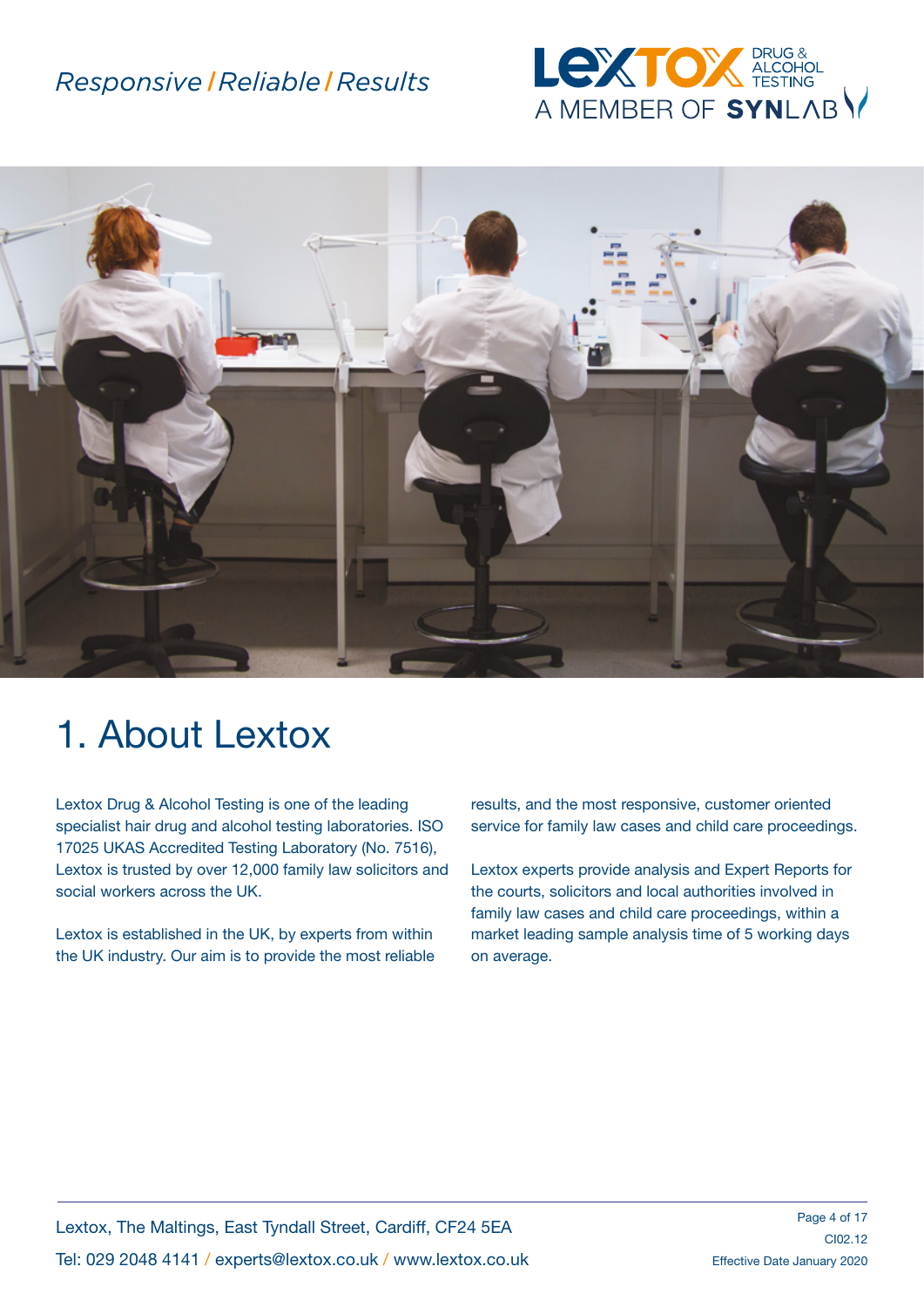# 1. About Lextox

Lextox Drug & Alcohol Testing is one of the leading specialist hair drug and alcohol testing laboratories. ISO 17025 UKAS Accredited Testing Laboratory (No. 7516), Lextox is trusted by over 12,000 family law solicitors and social workers across the UK.

Lextox is established in the UK, by experts from within the UK industry. Our aim is to provide the most reliable results, and the most responsive, customer oriented service for family law cases and child care proceedings.

Lextox experts provide analysis and Expert Reports for the courts, solicitors and local authorities involved in family law cases and child care proceedings, within a market leading sample analysis time of 5 working days on average.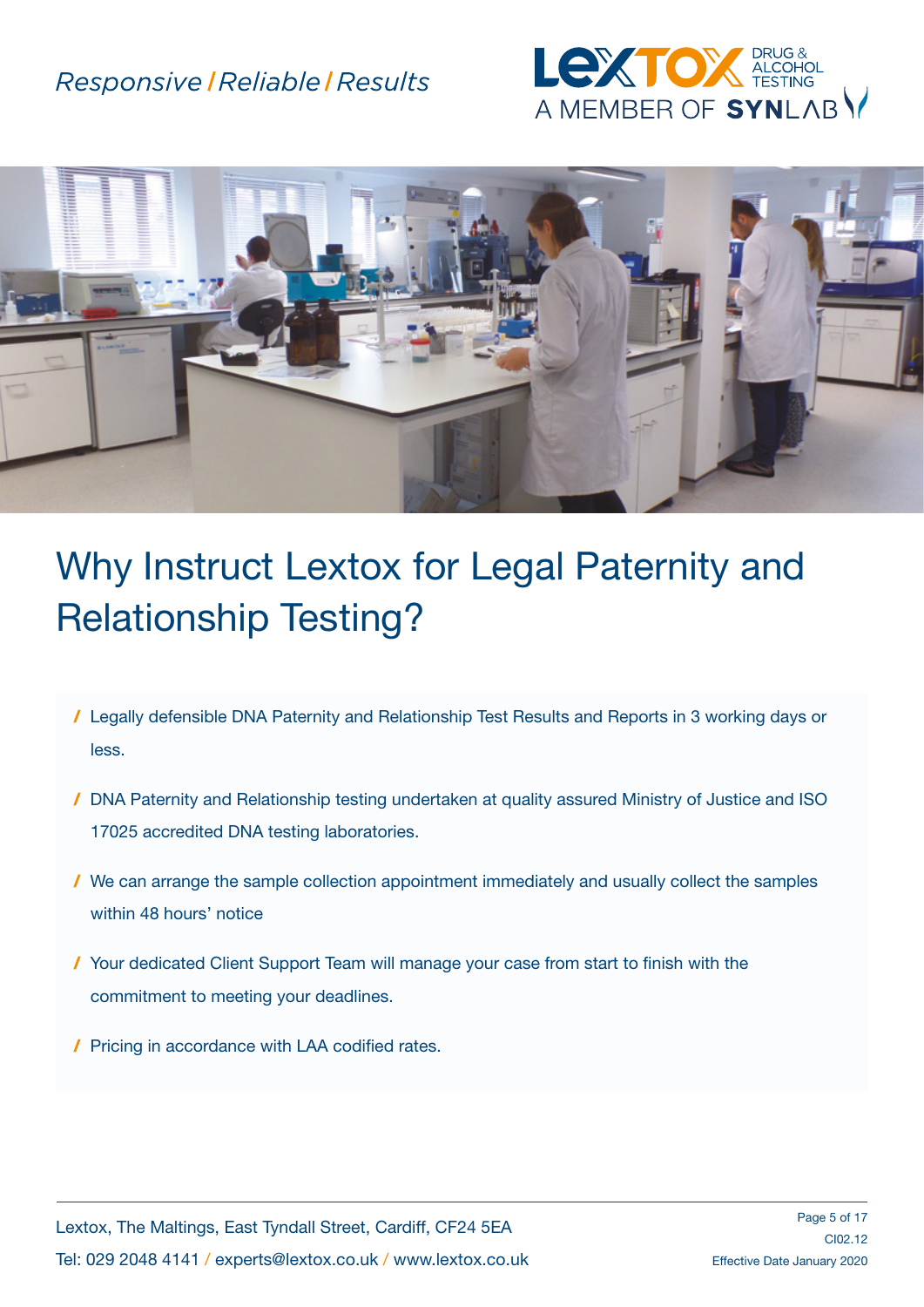# Why Instruct Lextox for Legal Paternity and Relationship Testing?

- Legally defensible DNA Paternity and Relationship Test Results and Reports in 3 working days or less.
- DNA Paternity and Relationship testing undertaken at quality assured Ministry of Justice and ISO 17025 accredited DNA testing laboratories.
- We can arrange the sample collection appointment immediately and usually collect the samples within 48 hours' notice
- Your dedicated Client Support Team will manage your case from start to finish with the commitment to meeting your deadlines.
- Pricing in accordance with LAA codified rates.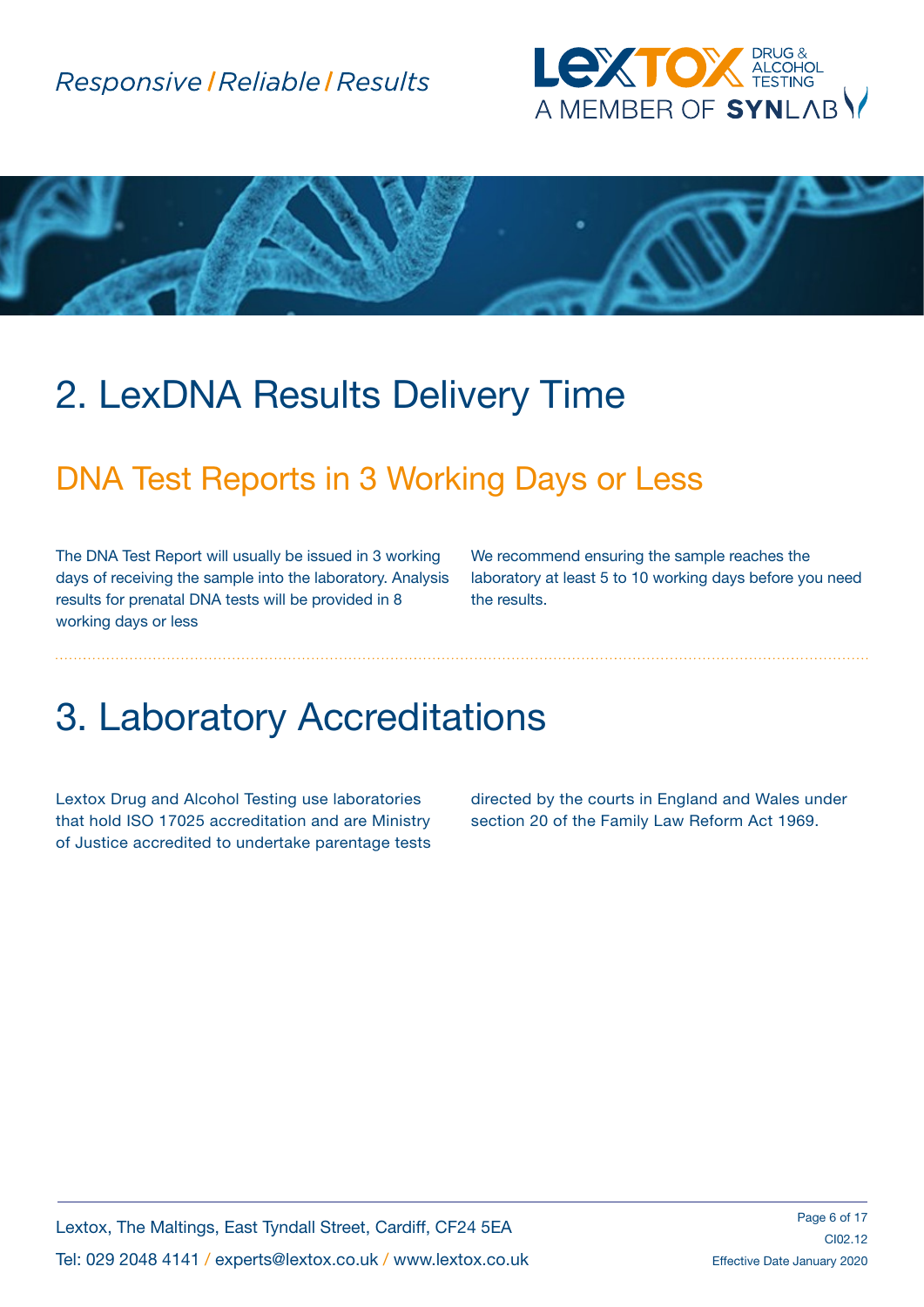# 2. LexDNA Results Delivery Time

## DNA Test Reports in 3 Working Days or Less

The DNA Test Report will usually be issued in 3 working days of receiving the sample into the laboratory. Analysis results for prenatal DNA tests will be provided in 8 working days or less

We recommend ensuring the sample reaches the laboratory at least 5 to 10 working days before you need the results.

# 3. Laboratory Accreditations

Lextox Drug and Alcohol Testing use laboratories that hold ISO 17025 accreditation and are Ministry of Justice accredited to undertake parentage tests directed by the courts in England and Wales under section 20 of the Family Law Reform Act 1969.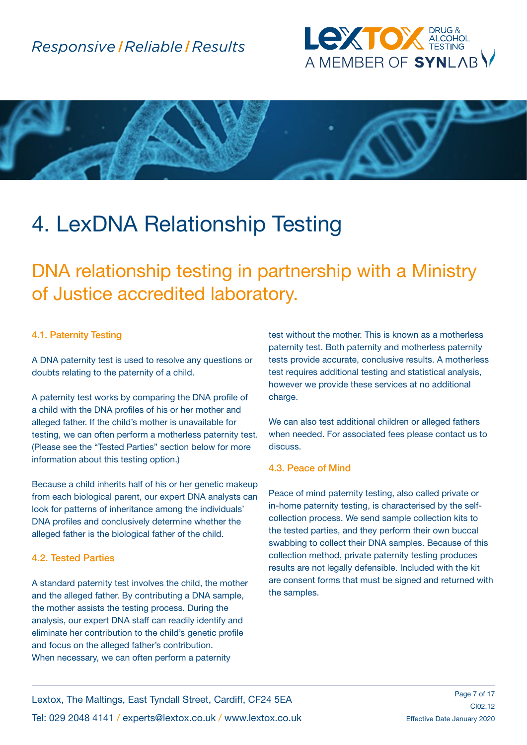# 4. LexDNA Relationship Testing

## DNA relationship testing in partnership with a Ministry of Justice accredited laboratory.

### 4.1. Paternity Testing

A DNA paternity test is used to resolve any questions or doubts relating to the paternity of a child.

A paternity test works by comparing the DNA profile of a child with the DNA profiles of his or her mother and alleged father. If the child's mother is unavailable for testing, we can often perform a motherless paternity test. (Please see the "Tested Parties" section below for more information about this testing option.)

Because a child inherits half of his or her genetic makeup from each biological parent, our expert DNA analysts can look for patterns of inheritance among the individuals' DNA profiles and conclusively determine whether the alleged father is the biological father of the child.

### 4.2. Tested Parties

A standard paternity test involves the child, the mother and the alleged father. By contributing a DNA sample, the mother assists the testing process. During the analysis, our expert DNA staff can readily identify and eliminate her contribution to the child's genetic profile and focus on the alleged father's contribution. When necessary, we can often perform a paternity test without the mother. This is known as a motherless paternity test. Both paternity and motherless paternity tests provide accurate, conclusive results. A motherless test requires additional testing and statistical analysis, however we provide these services at no additional charge.

We can also test additional children or alleged fathers when needed. For associated fees please contact us to discuss.

### 4.3. Peace of Mind

Peace of mind paternity testing, also called private or in-home paternity testing, is characterised by the self-collection process. We send sample collection kits to the tested parties, and they perform their own buccal swabbing to collect their DNA samples. Because of this collection method, private paternity testing produces results are not legally defensible. Included with the kit are consent forms that must be signed and returned with the samples.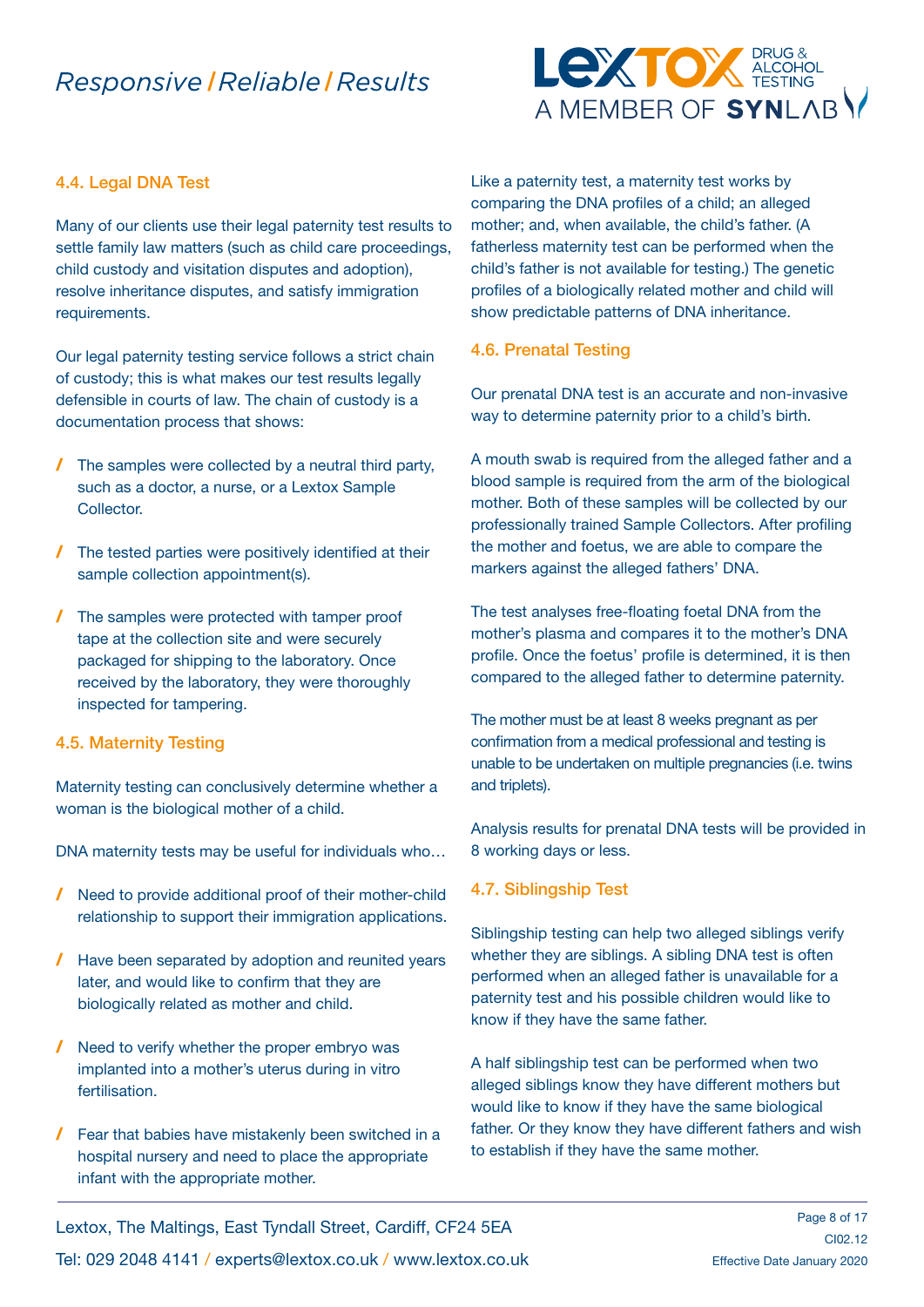### 4.4. Legal DNA Test

Many of our clients use their legal paternity test results to settle family law matters (such as child care proceedings, child custody and visitation disputes and adoption), resolve inheritance disputes, and satisfy immigration requirements.

Our legal paternity testing service follows a strict chain of custody; this is what makes our test results legally defensible in courts of law. The chain of custody is a documentation process that shows:

- The samples were collected by a neutral third party, such as a doctor, a nurse, or a Lextox Sample Collector.
- The tested parties were positively identified at their sample collection appointment(s).
- The samples were protected with tamper proof tape at the collection site and were securely packaged for shipping to the laboratory. Once received by the laboratory, they were thoroughly inspected for tampering.

### 4.5. Maternity Testing

Maternity testing can conclusively determine whether a woman is the biological mother of a child.

DNA maternity tests may be useful for individuals who…

- Need to provide additional proof of their mother-child relationship to support their immigration applications.
- Have been separated by adoption and reunited years later, and would like to confirm that they are biologically related as mother and child.
- Need to verify whether the proper embryo was implanted into a mother's uterus during in vitro fertilisation.
- Fear that babies have mistakenly been switched in a hospital nursery and need to place the appropriate infant with the appropriate mother.

Like a paternity test, a maternity test works by comparing the DNA profiles of a child; an alleged mother; and, when available, the child's father. (A fatherless maternity test can be performed when the child's father is not available for testing.) The genetic profiles of a biologically related mother and child will show predictable patterns of DNA inheritance.

### 4.6. Prenatal Testing

Our prenatal DNA test is an accurate and non-invasive way to determine paternity prior to a child's birth.

A mouth swab is required from the alleged father and a blood sample is required from the arm of the biological mother. Both of these samples will be collected by our professionally trained Sample Collectors. After profiling the mother and foetus, we are able to compare the markers against the alleged fathers' DNA.

The test analyses free-floating foetal DNA from the mother's plasma and compares it to the mother's DNA profile. Once the foetus' profile is determined, it is then compared to the alleged father to determine paternity.

The mother must be at least 8 weeks pregnant as per confirmation from a medical professional and testing is unable to be undertaken on multiple pregnancies (i.e. twins and triplets).

Analysis results for prenatal DNA tests will be provided in 8 working days or less.

### 4.7. Siblingship Test

Siblingship testing can help two alleged siblings verify whether they are siblings. A sibling DNA test is often performed when an alleged father is unavailable for a paternity test and his possible children would like to know if they have the same father.

A half siblingship test can be performed when two alleged siblings know they have different mothers but would like to know if they have the same biological father. Or they know they have different fathers and wish to establish if they have the same mother.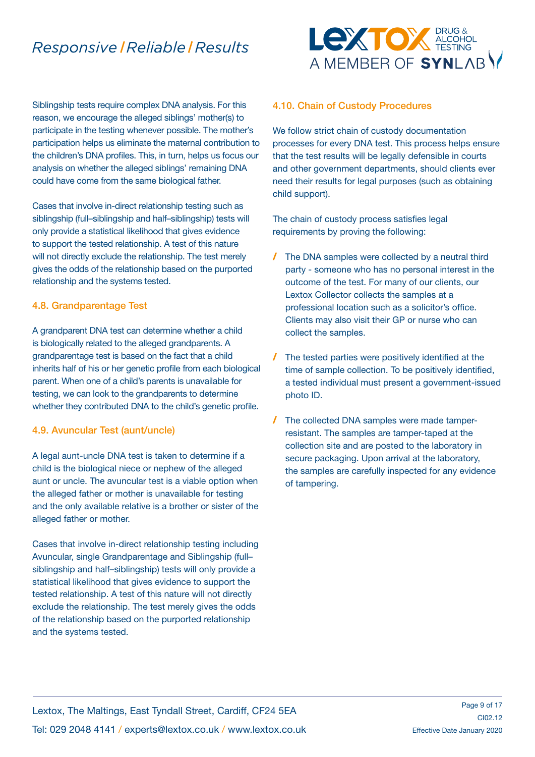Siblingship tests require complex DNA analysis. For this reason, we encourage the alleged siblings' mother(s) to participate in the testing whenever possible. The mother's participation helps us eliminate the maternal contribution to the children's DNA profiles. This, in turn, helps us focus our analysis on whether the alleged siblings' remaining DNA could have come from the same biological father.

Cases that involve in-direct relationship testing such as siblingship (full–siblingship and half–siblingship) tests will only provide a statistical likelihood that gives evidence to support the tested relationship. A test of this nature will not directly exclude the relationship. The test merely gives the odds of the relationship based on the purported relationship and the systems tested.

### 4.8. Grandparentage Test

A grandparent DNA test can determine whether a child is biologically related to the alleged grandparents. A grandparentage test is based on the fact that a child inherits half of his or her genetic profile from each biological parent. When one of a child's parents is unavailable for testing, we can look to the grandparents to determine whether they contributed DNA to the child's genetic profile.

### 4.9. Avuncular Test (aunt/uncle)

A legal aunt-uncle DNA test is taken to determine if a child is the biological niece or nephew of the alleged aunt or uncle. The avuncular test is a viable option when the alleged father or mother is unavailable for testing and the only available relative is a brother or sister of the alleged father or mother.

Cases that involve in-direct relationship testing including Avuncular, single Grandparentage and Siblingship (full–siblingship and half–siblingship) tests will only provide a statistical likelihood that gives evidence to support the tested relationship. A test of this nature will not directly exclude the relationship. The test merely gives the odds of the relationship based on the purported relationship and the systems tested.

### 4.10. Chain of Custody Procedures

We follow strict chain of custody documentation processes for every DNA test. This process helps ensure that the test results will be legally defensible in courts and other government departments, should clients ever need their results for legal purposes (such as obtaining child support).

The chain of custody process satisfies legal requirements by proving the following:

- The DNA samples were collected by a neutral third party - someone who has no personal interest in the outcome of the test. For many of our clients, our Lextox Collector collects the samples at a professional location such as a solicitor's office. Clients may also visit their GP or nurse who can collect the samples.
- The tested parties were positively identified at the time of sample collection. To be positively identified, a tested individual must present a government-issued photo ID.
- The collected DNA samples were made tamper-resistant. The samples are tamper-taped at the collection site and are posted to the laboratory in secure packaging. Upon arrival at the laboratory, the samples are carefully inspected for any evidence of tampering.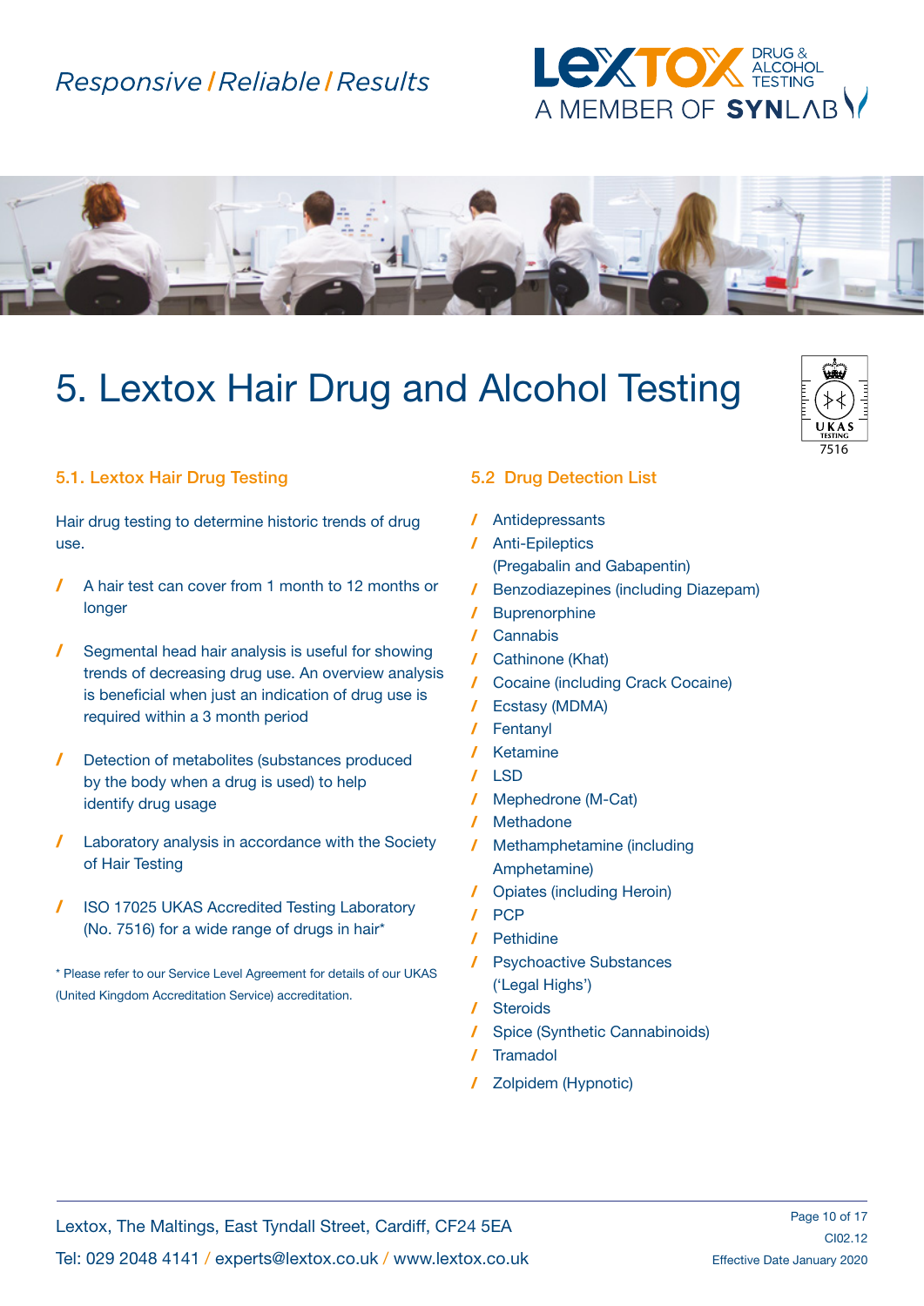# 5. Lextox Hair Drug and Alcohol Testing

## 5.1. Lextox Hair Drug Testing

Hair drug testing to determine historic trends of drug use.

- A hair test can cover from 1 month to 12 months or longer
- Segmental head hair analysis is useful for showing trends of decreasing drug use. An overview analysis is beneficial when just an indication of drug use is required within a 3 month period
- Detection of metabolites (substances produced by the body when a drug is used) to help identify drug usage
- Laboratory analysis in accordance with the Society of Hair Testing
- ISO 17025 UKAS Accredited Testing Laboratory (No. 7516) for a wide range of drugs in hair*

* Please refer to our Service Level Agreement for details of our UKAS (United Kingdom Accreditation Service) accreditation.

## 5.2 Drug Detection List

- Antidepressants
- Anti-Epileptics (Pregabalin and Gabapentin)
- Benzodiazepines (including Diazepam)
- Buprenorphine
- Cannabis
- Cathinone (Khat)
- Cocaine (including Crack Cocaine)
- Ecstasy (MDMA)
- Fentanyl
- Ketamine
- LSD
- Mephedrone (M-Cat)
- Methadone
- Methamphetamine (including Amphetamine)
- Opiates (including Heroin)
- PCP
- Pethidine
- Psychoactive Substances ('Legal Highs')
- Steroids
- Spice (Synthetic Cannabinoids)
- Tramadol
- Zolpidem (Hypnotic)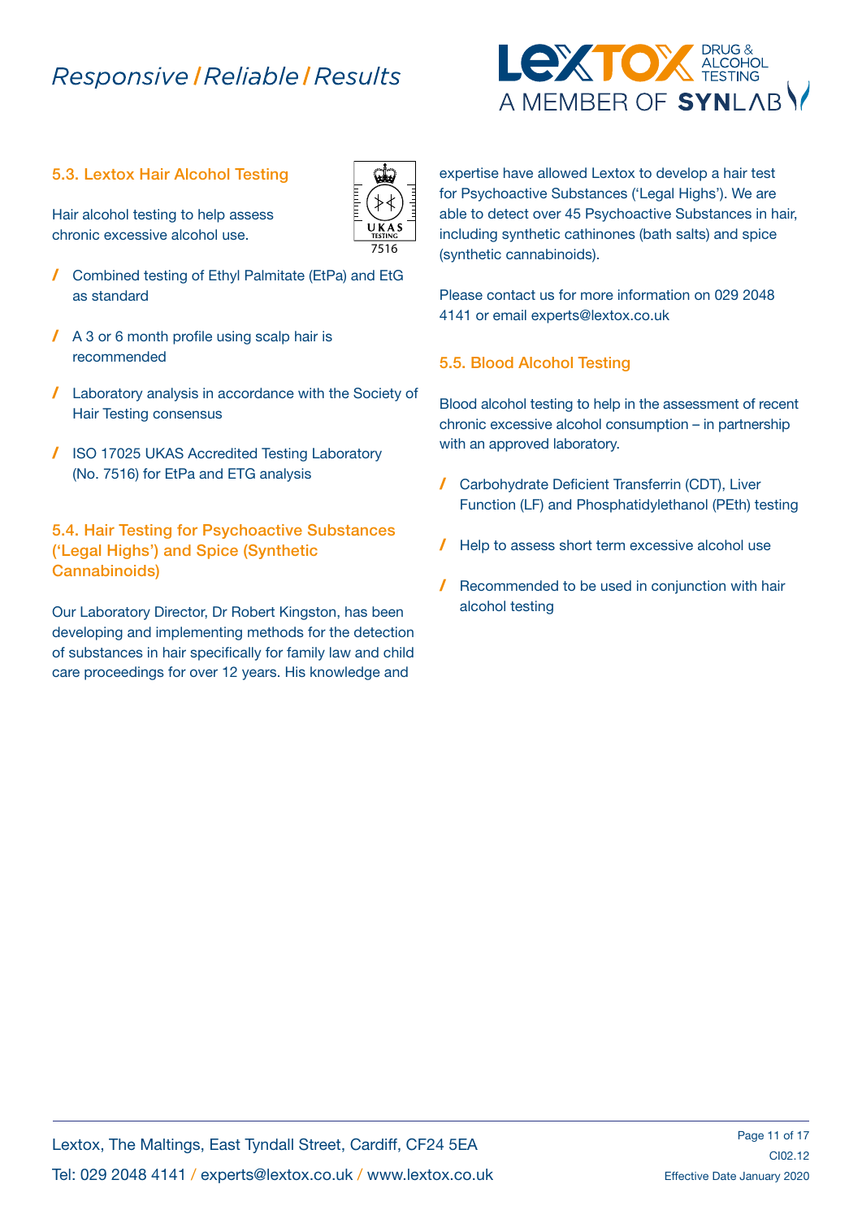## 5.3. Lextox Hair Alcohol Testing

Hair alcohol testing to help assess chronic excessive alcohol use.

- Combined testing of Ethyl Palmitate (EtPa) and EtG as standard
- A 3 or 6 month profile using scalp hair is recommended
- Laboratory analysis in accordance with the Society of Hair Testing consensus
- ISO 17025 UKAS Accredited Testing Laboratory (No. 7516) for EtPa and ETG analysis

## 5.4. Hair Testing for Psychoactive Substances ('Legal Highs') and Spice (Synthetic Cannabinoids)

Our Laboratory Director, Dr Robert Kingston, has been developing and implementing methods for the detection of substances in hair specifically for family law and child care proceedings for over 12 years. His knowledge and expertise have allowed Lextox to develop a hair test for Psychoactive Substances ('Legal Highs'). We are able to detect over 45 Psychoactive Substances in hair, including synthetic cathinones (bath salts) and spice (synthetic cannabinoids).

Please contact us for more information on 029 2048 4141 or email experts@lextox.co.uk

## 5.5. Blood Alcohol Testing

Blood alcohol testing to help in the assessment of recent chronic excessive alcohol consumption – in partnership with an approved laboratory.

- Carbohydrate Deficient Transferrin (CDT), Liver Function (LF) and Phosphatidylethanol (PEth) testing
- Help to assess short term excessive alcohol use
- Recommended to be used in conjunction with hair alcohol testing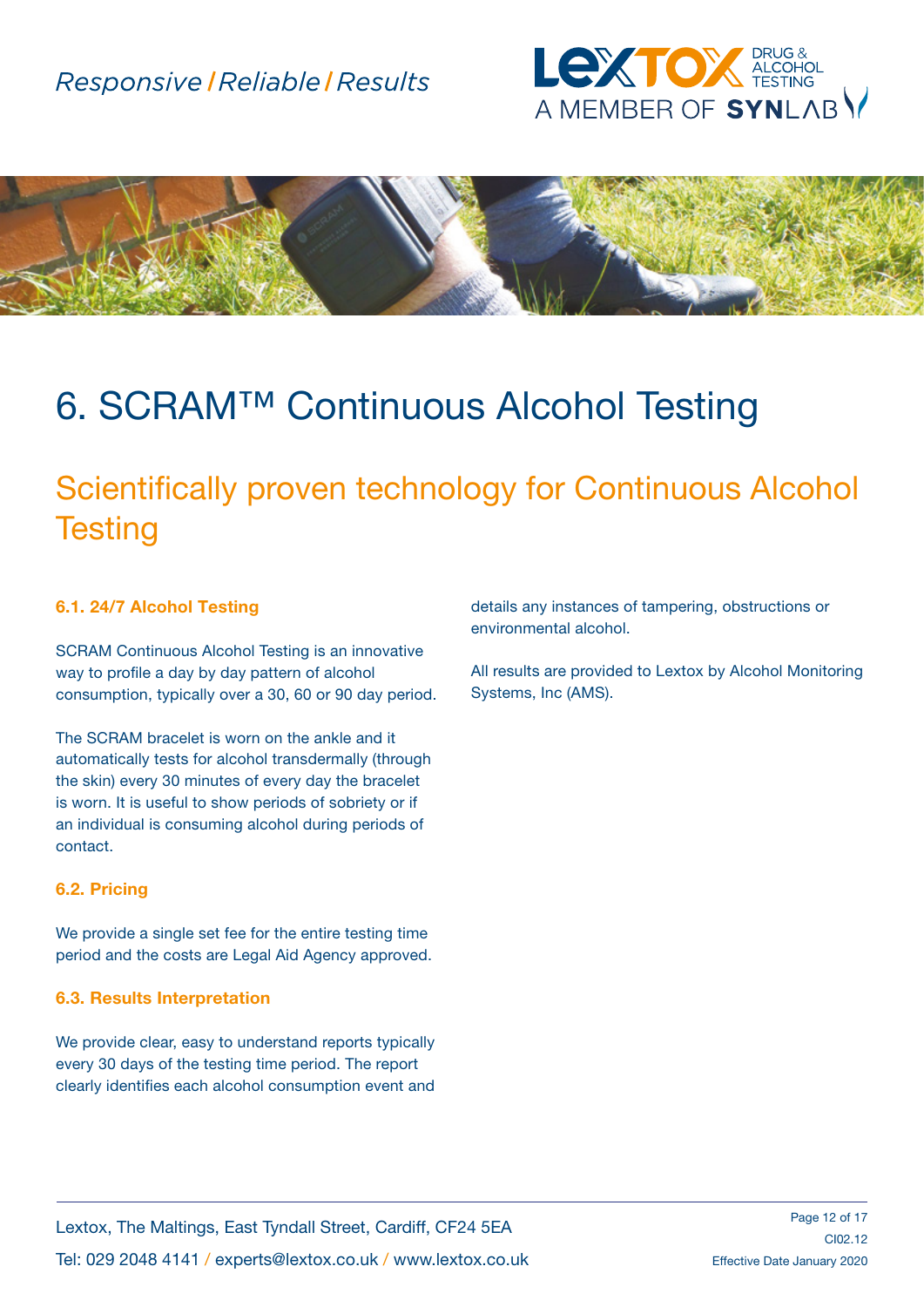# 6. SCRAM™ Continuous Alcohol Testing

## Scientifically proven technology for Continuous Alcohol Testing

### 6.1. 24/7 Alcohol Testing

SCRAM Continuous Alcohol Testing is an innovative way to profile a day by day pattern of alcohol consumption, typically over a 30, 60 or 90 day period.

The SCRAM bracelet is worn on the ankle and it automatically tests for alcohol transdermally (through the skin) every 30 minutes of every day the bracelet is worn. It is useful to show periods of sobriety or if an individual is consuming alcohol during periods of contact.

### 6.2. Pricing

We provide a single set fee for the entire testing time period and the costs are Legal Aid Agency approved.

### 6.3. Results Interpretation

We provide clear, easy to understand reports typically every 30 days of the testing time period. The report clearly identifies each alcohol consumption event and details any instances of tampering, obstructions or environmental alcohol.

All results are provided to Lextox by Alcohol Monitoring Systems, Inc (AMS).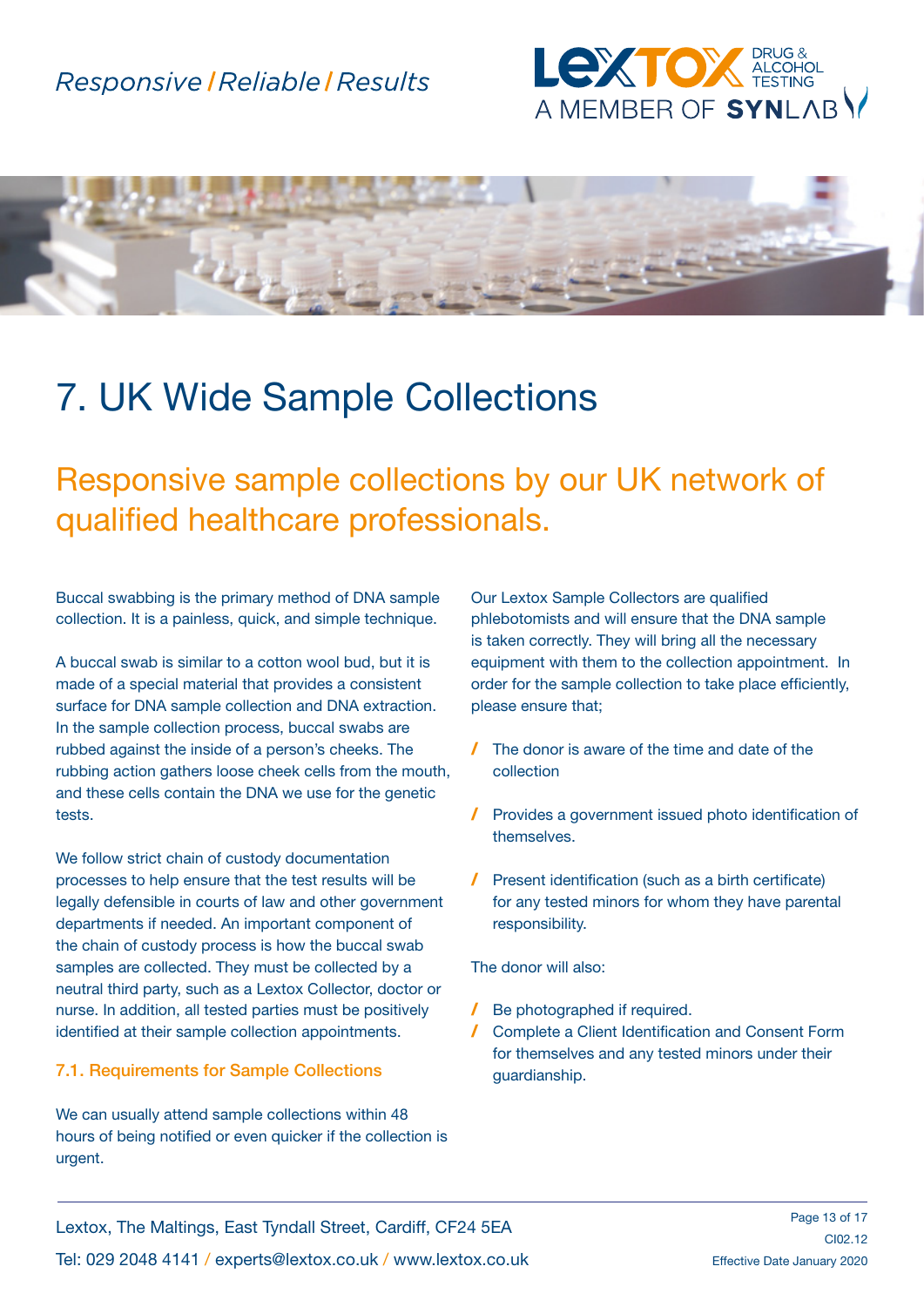# 7. UK Wide Sample Collections

## Responsive sample collections by our UK network of qualified healthcare professionals.

Buccal swabbing is the primary method of DNA sample collection. It is a painless, quick, and simple technique.

A buccal swab is similar to a cotton wool bud, but it is made of a special material that provides a consistent surface for DNA sample collection and DNA extraction. In the sample collection process, buccal swabs are rubbed against the inside of a person's cheeks. The rubbing action gathers loose cheek cells from the mouth, and these cells contain the DNA we use for the genetic tests.

We follow strict chain of custody documentation processes to help ensure that the test results will be legally defensible in courts of law and other government departments if needed. An important component of the chain of custody process is how the buccal swab samples are collected. They must be collected by a neutral third party, such as a Lextox Collector, doctor or nurse. In addition, all tested parties must be positively identified at their sample collection appointments.

### 7.1. Requirements for Sample Collections

We can usually attend sample collections within 48 hours of being notified or even quicker if the collection is urgent.

Our Lextox Sample Collectors are qualified phlebotomists and will ensure that the DNA sample is taken correctly. They will bring all the necessary equipment with them to the collection appointment. In order for the sample collection to take place efficiently, please ensure that;

- The donor is aware of the time and date of the collection
- Provides a government issued photo identification of themselves.
- Present identification (such as a birth certificate) for any tested minors for whom they have parental responsibility.

The donor will also:

- Be photographed if required.
- Complete a Client Identification and Consent Form for themselves and any tested minors under their guardianship.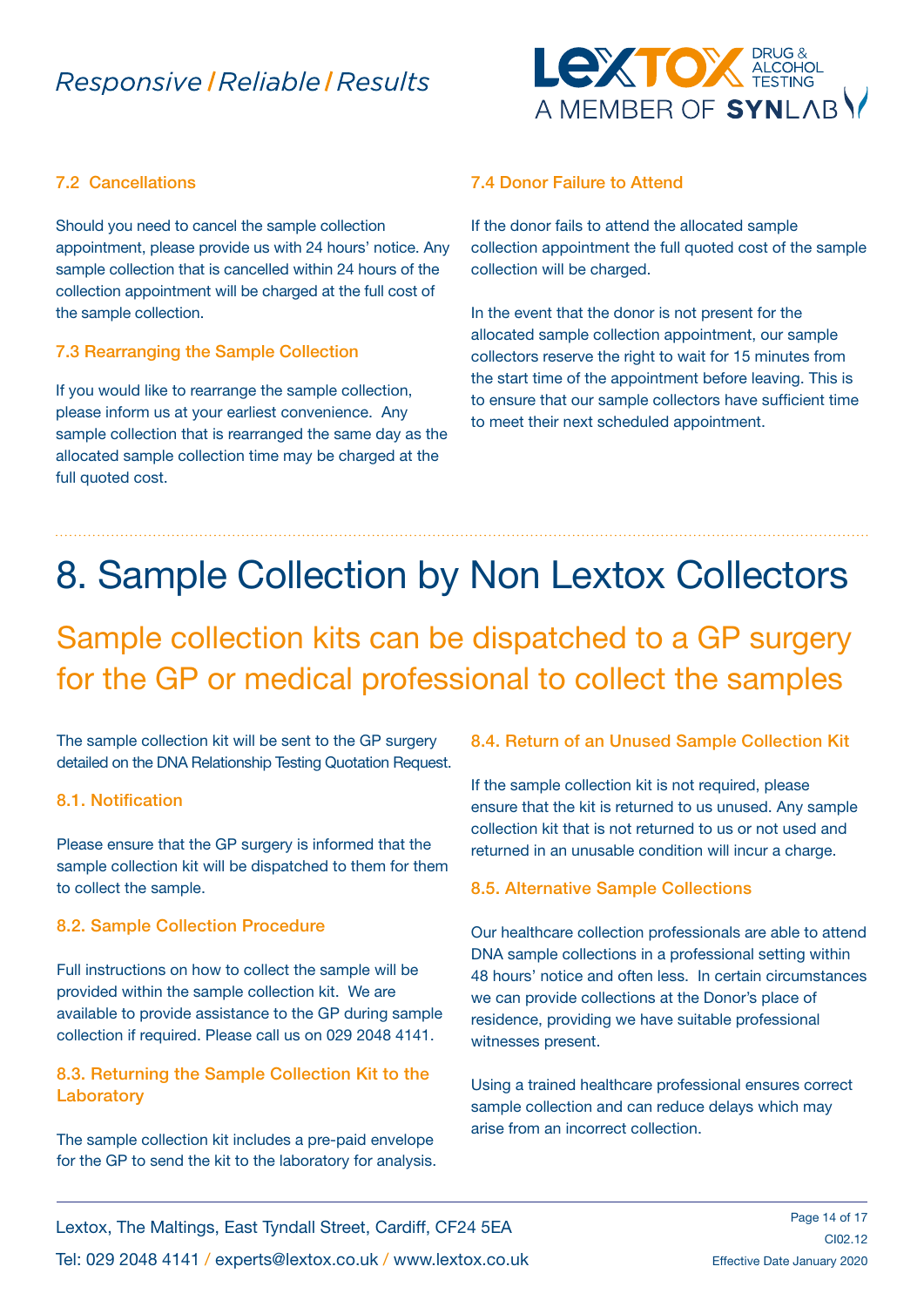### 7.2 Cancellations

Should you need to cancel the sample collection appointment, please provide us with 24 hours' notice. Any sample collection that is cancelled within 24 hours of the collection appointment will be charged at the full cost of the sample collection.

### 7.3 Rearranging the Sample Collection

If you would like to rearrange the sample collection, please inform us at your earliest convenience. Any sample collection that is rearranged the same day as the allocated sample collection time may be charged at the full quoted cost.

### 7.4 Donor Failure to Attend

If the donor fails to attend the allocated sample collection appointment the full quoted cost of the sample collection will be charged.

In the event that the donor is not present for the allocated sample collection appointment, our sample collectors reserve the right to wait for 15 minutes from the start time of the appointment before leaving. This is to ensure that our sample collectors have sufficient time to meet their next scheduled appointment.

# 8. Sample Collection by Non Lextox Collectors

## Sample collection kits can be dispatched to a GP surgery for the GP or medical professional to collect the samples

The sample collection kit will be sent to the GP surgery detailed on the DNA Relationship Testing Quotation Request.

### 8.1. Notification

Please ensure that the GP surgery is informed that the sample collection kit will be dispatched to them for them to collect the sample.

### 8.2. Sample Collection Procedure

Full instructions on how to collect the sample will be provided within the sample collection kit. We are available to provide assistance to the GP during sample collection if required. Please call us on 029 2048 4141.

### 8.3. Returning the Sample Collection Kit to the Laboratory

The sample collection kit includes a pre-paid envelope for the GP to send the kit to the laboratory for analysis.

### 8.4. Return of an Unused Sample Collection Kit

If the sample collection kit is not required, please ensure that the kit is returned to us unused. Any sample collection kit that is not returned to us or not used and returned in an unusable condition will incur a charge.

### 8.5. Alternative Sample Collections

Our healthcare collection professionals are able to attend DNA sample collections in a professional setting within 48 hours' notice and often less. In certain circumstances we can provide collections at the Donor's place of residence, providing we have suitable professional witnesses present.

Using a trained healthcare professional ensures correct sample collection and can reduce delays which may arise from an incorrect collection.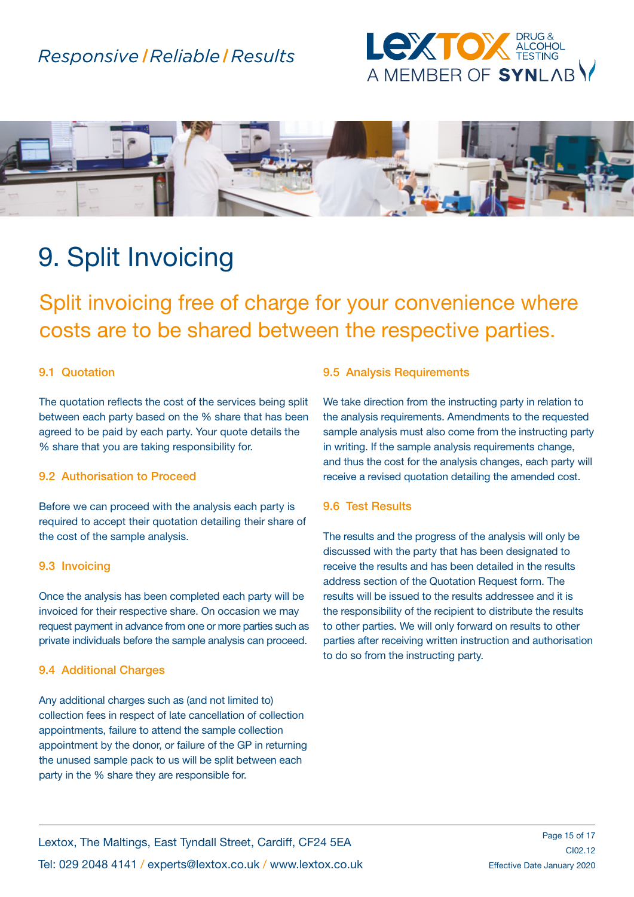# 9. Split Invoicing

## Split invoicing free of charge for your convenience where costs are to be shared between the respective parties.

### 9.1 Quotation

The quotation reflects the cost of the services being split between each party based on the % share that has been agreed to be paid by each party. Your quote details the % share that you are taking responsibility for.

### 9.2 Authorisation to Proceed

Before we can proceed with the analysis each party is required to accept their quotation detailing their share of the cost of the sample analysis.

### 9.3 Invoicing

Once the analysis has been completed each party will be invoiced for their respective share. On occasion we may request payment in advance from one or more parties such as private individuals before the sample analysis can proceed.

### 9.4 Additional Charges

Any additional charges such as (and not limited to) collection fees in respect of late cancellation of collection appointments, failure to attend the sample collection appointment by the donor, or failure of the GP in returning the unused sample pack to us will be split between each party in the % share they are responsible for.

### 9.5 Analysis Requirements

We take direction from the instructing party in relation to the analysis requirements. Amendments to the requested sample analysis must also come from the instructing party in writing. If the sample analysis requirements change, and thus the cost for the analysis changes, each party will receive a revised quotation detailing the amended cost.

### 9.6 Test Results

The results and the progress of the analysis will only be discussed with the party that has been designated to receive the results and has been detailed in the results address section of the Quotation Request form. The results will be issued to the results addressee and it is the responsibility of the recipient to distribute the results to other parties. We will only forward on results to other parties after receiving written instruction and authorisation to do so from the instructing party.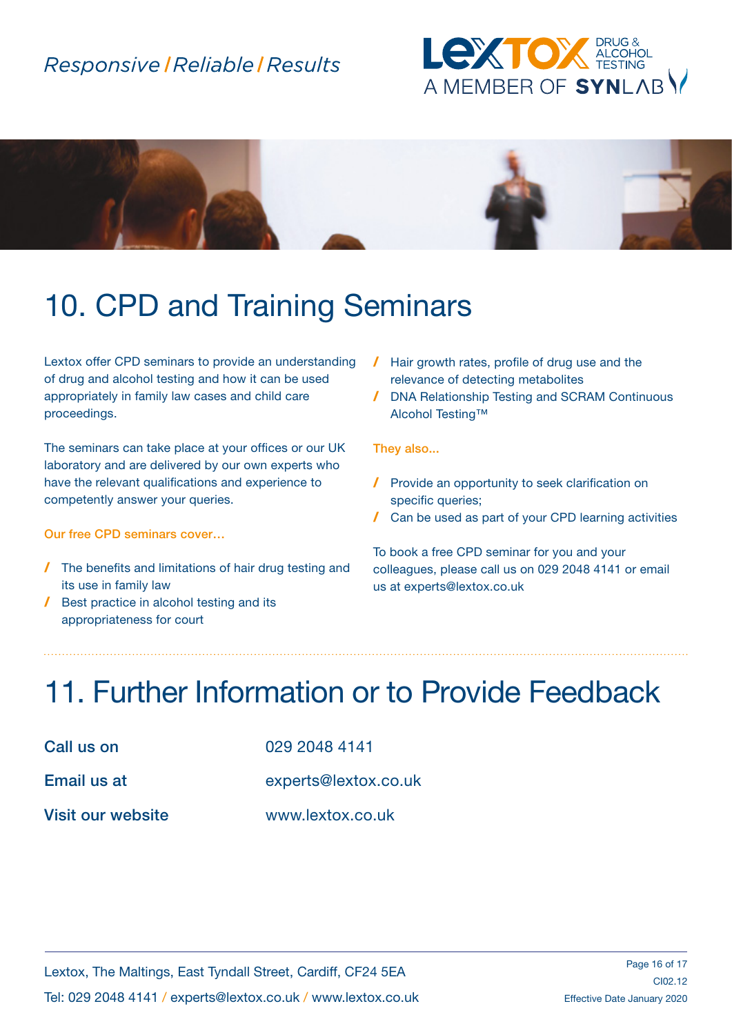## 10. CPD and Training Seminars

Lextox offer CPD seminars to provide an understanding of drug and alcohol testing and how it can be used appropriately in family law cases and child care proceedings.

The seminars can take place at your offices or our UK laboratory and are delivered by our own experts who have the relevant qualifications and experience to competently answer your queries.

**Our free CPD seminars cover…**

- The benefits and limitations of hair drug testing and its use in family law
- Best practice in alcohol testing and its appropriateness for court
- Hair growth rates, profile of drug use and the relevance of detecting metabolites
- DNA Relationship Testing and SCRAM Continuous Alcohol Testing™

**They also...**

- Provide an opportunity to seek clarification on specific queries;
- Can be used as part of your CPD learning activities

To book a free CPD seminar for you and your colleagues, please call us on 029 2048 4141 or email us at experts@lextox.co.uk

## 11. Further Information or to Provide Feedback

| | |
|---|---|
| Call us on | 029 2048 4141 |
| Email us at | experts@lextox.co.uk |
| Visit our website | www.lextox.co.uk |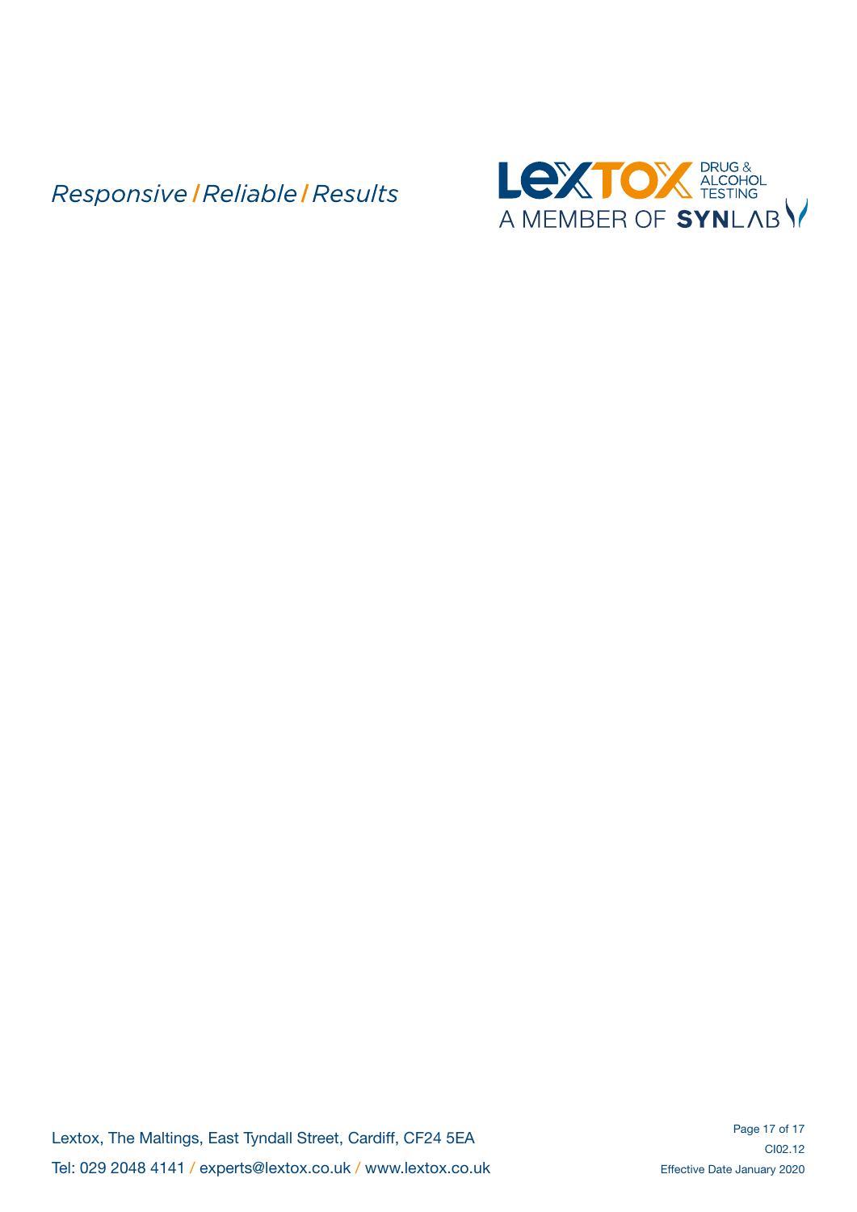*Responsive / Reliable / Results*

Lextox, The Maltings, East Tyndall Street, Cardiff, CF24 5EA

Tel: 029 2048 4141 / experts@lextox.co.uk / www.lextox.co.uk